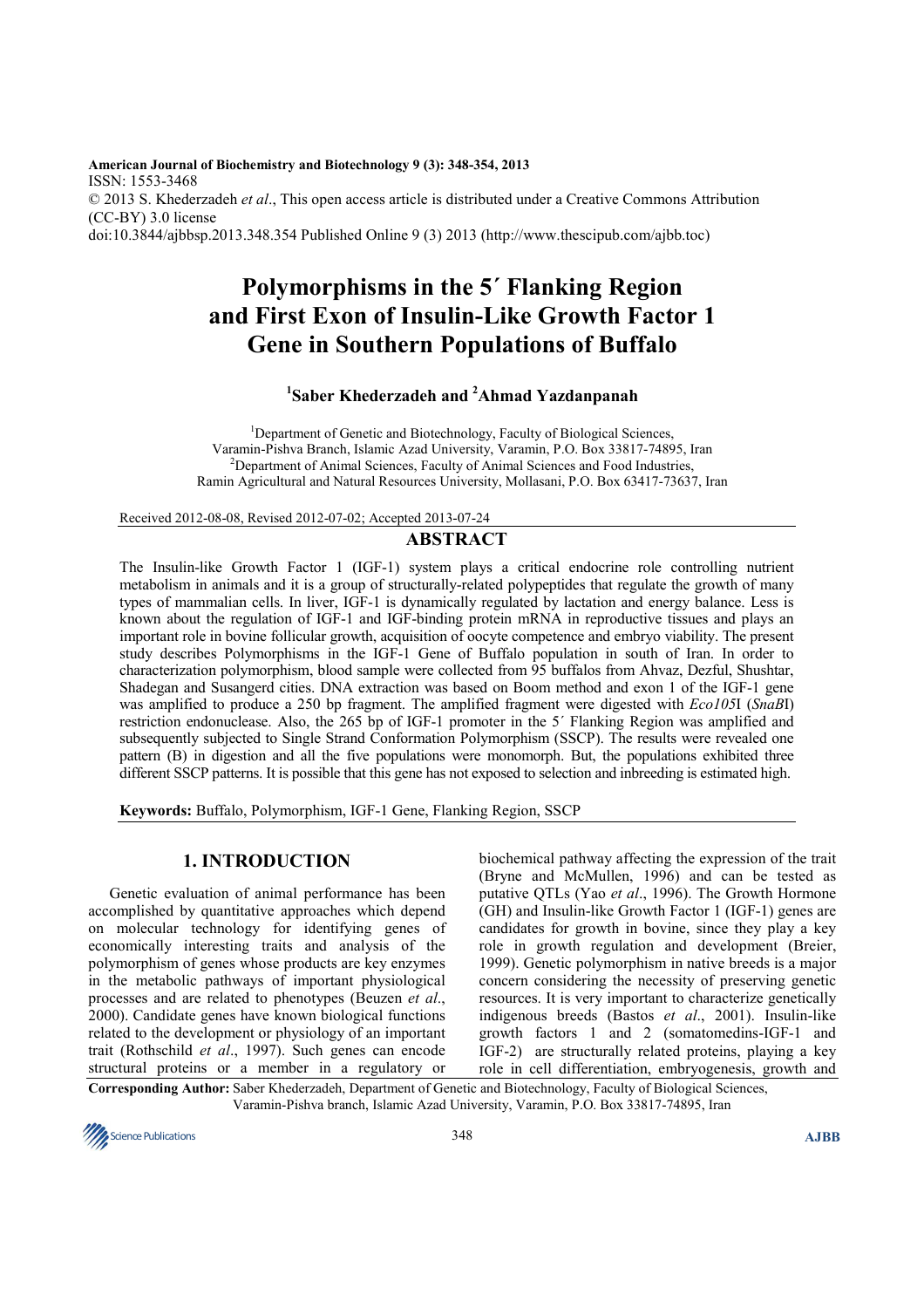American Journal of Biochemistry and Biotechnology 9 (3): 348-354, 2013
ISSN: 1553-3468
© 2013 S. Khederzadeh *et al*., This open access article is distributed under a Creative Commons Attribution (CC-BY) 3.0 license
doi:10.3844/ajbbsp.2013.348.354 Published Online 9 (3) 2013 (http://www.thescipub.com/ajbb.toc)

# Polymorphisms in the 5´ Flanking Region and First Exon of Insulin-Like Growth Factor 1 Gene in Southern Populations of Buffalo

**[1]Saber Khederzadeh and [2]Ahmad Yazdanpanah**

[1]Department of Genetic and Biotechnology, Faculty of Biological Sciences, Varamin-Pishva Branch, Islamic Azad University, Varamin, P.O. Box 33817-74895, Iran
[2]Department of Animal Sciences, Faculty of Animal Sciences and Food Industries, Ramin Agricultural and Natural Resources University, Mollasani, P.O. Box 63417-73637, Iran

Received 2012-08-08, Revised 2012-07-02; Accepted 2013-07-24

## ABSTRACT

The Insulin-like Growth Factor 1 (IGF-1) system plays a critical endocrine role controlling nutrient metabolism in animals and it is a group of structurally-related polypeptides that regulate the growth of many types of mammalian cells. In liver, IGF-1 is dynamically regulated by lactation and energy balance. Less is known about the regulation of IGF-1 and IGF-binding protein mRNA in reproductive tissues and plays an important role in bovine follicular growth, acquisition of oocyte competence and embryo viability. The present study describes Polymorphisms in the IGF-1 Gene of Buffalo population in south of Iran. In order to characterization polymorphism, blood sample were collected from 95 buffalos from Ahvaz, Dezful, Shushtar, Shadegan and Susangerd cities. DNA extraction was based on Boom method and exon 1 of the IGF-1 gene was amplified to produce a 250 bp fragment. The amplified fragment were digested with *Eco105*I (*SnaB*I) restriction endonuclease. Also, the 265 bp of IGF-1 promoter in the 5´ Flanking Region was amplified and subsequently subjected to Single Strand Conformation Polymorphism (SSCP). The results were revealed one pattern (B) in digestion and all the five populations were monomorph. But, the populations exhibited three different SSCP patterns. It is possible that this gene has not exposed to selection and inbreeding is estimated high.

**Keywords:** Buffalo, Polymorphism, IGF-1 Gene, Flanking Region, SSCP

## 1. INTRODUCTION

Genetic evaluation of animal performance has been accomplished by quantitative approaches which depend on molecular technology for identifying genes of economically interesting traits and analysis of the polymorphism of genes whose products are key enzymes in the metabolic pathways of important physiological processes and are related to phenotypes (Beuzen *et al*., 2000). Candidate genes have known biological functions related to the development or physiology of an important trait (Rothschild *et al*., 1997). Such genes can encode structural proteins or a member in a regulatory or biochemical pathway affecting the expression of the trait (Bryne and McMullen, 1996) and can be tested as putative QTLs (Yao *et al*., 1996). The Growth Hormone (GH) and Insulin-like Growth Factor 1 (IGF-1) genes are candidates for growth in bovine, since they play a key role in growth regulation and development (Breier, 1999). Genetic polymorphism in native breeds is a major concern considering the necessity of preserving genetic resources. It is very important to characterize genetically indigenous breeds (Bastos *et al*., 2001). Insulin-like growth factors 1 and 2 (somatomedins-IGF-1 and IGF-2) are structurally related proteins, playing a key role in cell differentiation, embryogenesis, growth and

**Corresponding Author:** Saber Khederzadeh, Department of Genetic and Biotechnology, Faculty of Biological Sciences, Varamin-Pishva branch, Islamic Azad University, Varamin, P.O. Box 33817-74895, Iran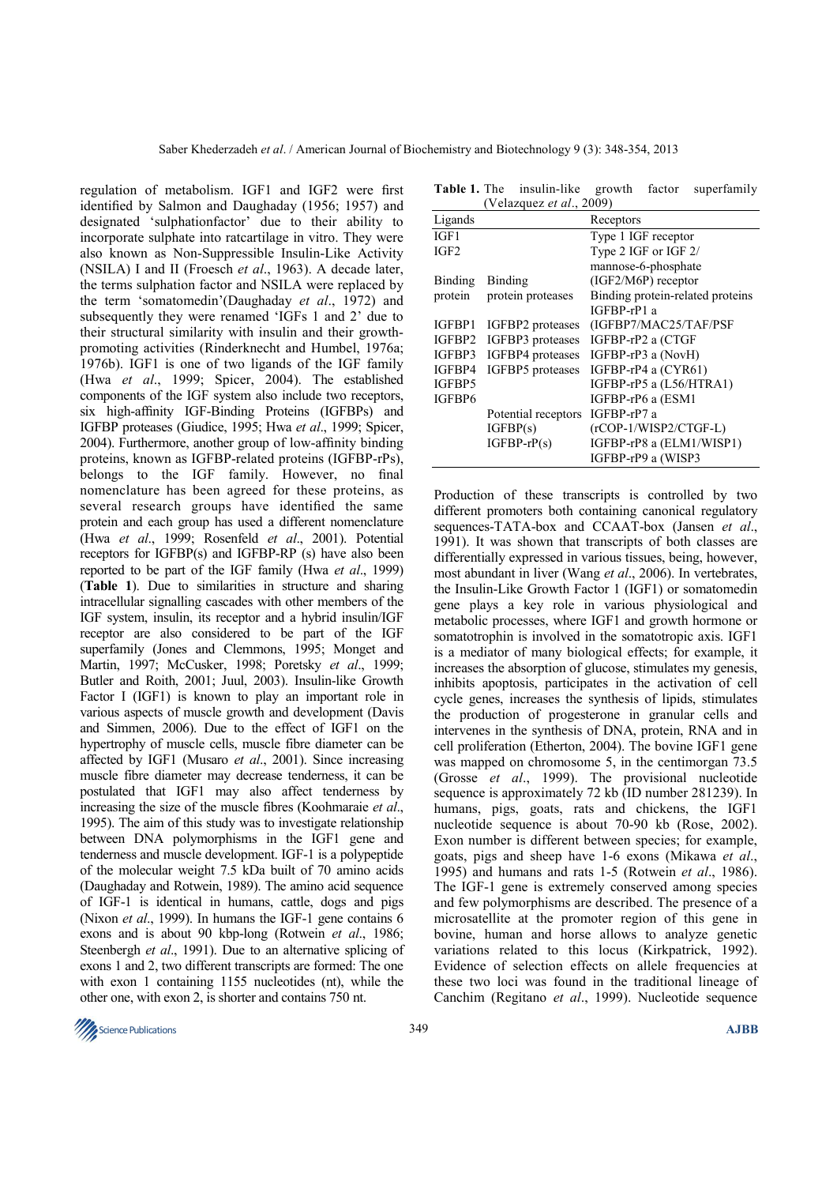regulation of metabolism. IGF1 and IGF2 were first identified by Salmon and Daughaday (1956; 1957) and designated 'sulphationfactor' due to their ability to incorporate sulphate into ratcartilage in vitro. They were also known as Non-Suppressible Insulin-Like Activity (NSILA) I and II (Froesch *et al*., 1963). A decade later, the terms sulphation factor and NSILA were replaced by the term 'somatomedin'(Daughaday *et al*., 1972) and subsequently they were renamed 'IGFs 1 and 2' due to their structural similarity with insulin and their growth-promoting activities (Rinderknecht and Humbel, 1976a; 1976b). IGF1 is one of two ligands of the IGF family (Hwa *et al*., 1999; Spicer, 2004). The established components of the IGF system also include two receptors, six high-affinity IGF-Binding Proteins (IGFBPs) and IGFBP proteases (Giudice, 1995; Hwa *et al*., 1999; Spicer, 2004). Furthermore, another group of low-affinity binding proteins, known as IGFBP-related proteins (IGFBP-rPs), belongs to the IGF family. However, no final nomenclature has been agreed for these proteins, as several research groups have identified the same protein and each group has used a different nomenclature (Hwa *et al*., 1999; Rosenfeld *et al*., 2001). Potential receptors for IGFBP(s) and IGFBP-RP (s) have also been reported to be part of the IGF family (Hwa *et al*., 1999) (**Table 1**). Due to similarities in structure and sharing intracellular signalling cascades with other members of the IGF system, insulin, its receptor and a hybrid insulin/IGF receptor are also considered to be part of the IGF superfamily (Jones and Clemmons, 1995; Monget and Martin, 1997; McCusker, 1998; Poretsky *et al*., 1999; Butler and Roith, 2001; Juul, 2003). Insulin-like Growth Factor I (IGF1) is known to play an important role in various aspects of muscle growth and development (Davis and Simmen, 2006). Due to the effect of IGF1 on the hypertrophy of muscle cells, muscle fibre diameter can be affected by IGF1 (Musaro *et al*., 2001). Since increasing muscle fibre diameter may decrease tenderness, it can be postulated that IGF1 may also affect tenderness by increasing the size of the muscle fibres (Koohmaraie *et al*., 1995). The aim of this study was to investigate relationship between DNA polymorphisms in the IGF1 gene and tenderness and muscle development. IGF-1 is a polypeptide of the molecular weight 7.5 kDa built of 70 amino acids (Daughaday and Rotwein, 1989). The amino acid sequence of IGF-1 is identical in humans, cattle, dogs and pigs (Nixon *et al*., 1999). In humans the IGF-1 gene contains 6 exons and is about 90 kbp-long (Rotwein *et al*., 1986; Steenbergh *et al*., 1991). Due to an alternative splicing of exons 1 and 2, two different transcripts are formed: The one with exon 1 containing 1155 nucleotides (nt), while the other one, with exon 2, is shorter and contains 750 nt.

**Table 1.** The insulin-like growth factor superfamily (Velazquez *et al*., 2009)

| Ligands | | Receptors |
|---|---|---|
| IGF1 | | Type 1 IGF receptor |
| IGF2 | | Type 2 IGF or IGF 2/ mannose-6-phosphate (IGF2/M6P) receptor |
| Binding protein | Binding protein proteases | Binding protein-related proteins |
| | | IGFBP-rP1 a |
| IGFBP1 | IGFBP2 proteases | (IGFBP7/MAC25/TAF/PSF |
| IGFBP2 | IGFBP3 proteases | IGFBP-rP2 a (CTGF |
| IGFBP3 | IGFBP4 proteases | IGFBP-rP3 a (NovH) |
| IGFBP4 | IGFBP5 proteases | IGFBP-rP4 a (CYR61) |
| IGFBP5 | | IGFBP-rP5 a (L56/HTRA1) |
| IGFBP6 | | IGFBP-rP6 a (ESM1 |
| | Potential receptors | IGFBP-rP7 a |
| | IGFBP(s) | (rCOP-1/WISP2/CTGF-L) |
| | IGFBP-rP(s) | IGFBP-rP8 a (ELM1/WISP1) |
| | | IGFBP-rP9 a (WISP3 |

Production of these transcripts is controlled by two different promoters both containing canonical regulatory sequences-TATA-box and CCAAT-box (Jansen *et al*., 1991). It was shown that transcripts of both classes are differentially expressed in various tissues, being, however, most abundant in liver (Wang *et al*., 2006). In vertebrates, the Insulin-Like Growth Factor 1 (IGF1) or somatomedin gene plays a key role in various physiological and metabolic processes, where IGF1 and growth hormone or somatotrophin is involved in the somatotropic axis. IGF1 is a mediator of many biological effects; for example, it increases the absorption of glucose, stimulates my genesis, inhibits apoptosis, participates in the activation of cell cycle genes, increases the synthesis of lipids, stimulates the production of progesterone in granular cells and intervenes in the synthesis of DNA, protein, RNA and in cell proliferation (Etherton, 2004). The bovine IGF1 gene was mapped on chromosome 5, in the centimorgan 73.5 (Grosse *et al*., 1999). The provisional nucleotide sequence is approximately 72 kb (ID number 281239). In humans, pigs, goats, rats and chickens, the IGF1 nucleotide sequence is about 70-90 kb (Rose, 2002). Exon number is different between species; for example, goats, pigs and sheep have 1-6 exons (Mikawa *et al*., 1995) and humans and rats 1-5 (Rotwein *et al*., 1986). The IGF-1 gene is extremely conserved among species and few polymorphisms are described. The presence of a microsatellite at the promoter region of this gene in bovine, human and horse allows to analyze genetic variations related to this locus (Kirkpatrick, 1992). Evidence of selection effects on allele frequencies at these two loci was found in the traditional lineage of Canchim (Regitano *et al*., 1999). Nucleotide sequence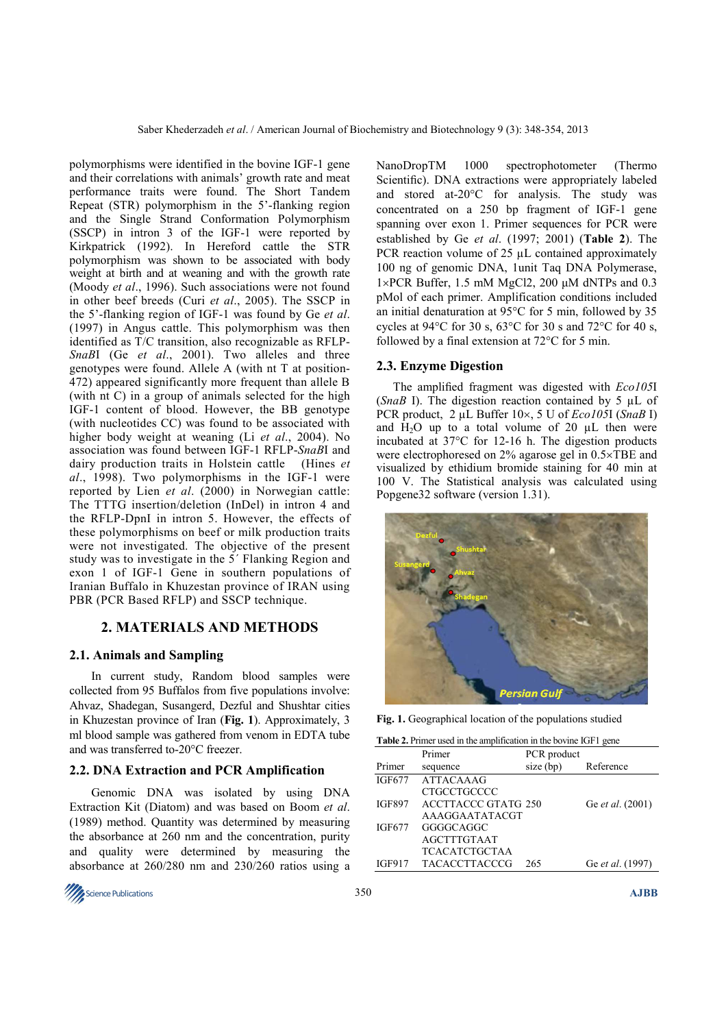polymorphisms were identified in the bovine IGF-1 gene and their correlations with animals' growth rate and meat performance traits were found. The Short Tandem Repeat (STR) polymorphism in the 5'-flanking region and the Single Strand Conformation Polymorphism (SSCP) in intron 3 of the IGF-1 were reported by Kirkpatrick (1992). In Hereford cattle the STR polymorphism was shown to be associated with body weight at birth and at weaning and with the growth rate (Moody *et al*., 1996). Such associations were not found in other beef breeds (Curi *et al*., 2005). The SSCP in the 5'-flanking region of IGF-1 was found by Ge *et al*. (1997) in Angus cattle. This polymorphism was then identified as T/C transition, also recognizable as RFLP-*SnaB*I (Ge *et al*., 2001). Two alleles and three genotypes were found. Allele A (with nt T at position-472) appeared significantly more frequent than allele B (with nt C) in a group of animals selected for the high IGF-1 content of blood. However, the BB genotype (with nucleotides CC) was found to be associated with higher body weight at weaning (Li *et al*., 2004). No association was found between IGF-1 RFLP-*SnaB*I and dairy production traits in Holstein cattle (Hines *et al*., 1998). Two polymorphisms in the IGF-1 were reported by Lien *et al*. (2000) in Norwegian cattle: The TTTG insertion/deletion (InDel) in intron 4 and the RFLP-DpnI in intron 5. However, the effects of these polymorphisms on beef or milk production traits were not investigated. The objective of the present study was to investigate in the 5′ Flanking Region and exon 1 of IGF-1 Gene in southern populations of Iranian Buffalo in Khuzestan province of IRAN using PBR (PCR Based RFLP) and SSCP technique.

## 2. MATERIALS AND METHODS

### 2.1. Animals and Sampling

In current study, Random blood samples were collected from 95 Buffalos from five populations involve: Ahvaz, Shadegan, Susangerd, Dezful and Shushtar cities in Khuzestan province of Iran (**Fig. 1**). Approximately, 3 ml blood sample was gathered from venom in EDTA tube and was transferred to-20°C freezer.

### 2.2. DNA Extraction and PCR Amplification

Genomic DNA was isolated by using DNA Extraction Kit (Diatom) and was based on Boom *et al*. (1989) method. Quantity was determined by measuring the absorbance at 260 nm and the concentration, purity and quality were determined by measuring the absorbance at 260/280 nm and 230/260 ratios using a NanoDropTM 1000 spectrophotometer (Thermo Scientific). DNA extractions were appropriately labeled and stored at-20°C for analysis. The study was concentrated on a 250 bp fragment of IGF-1 gene spanning over exon 1. Primer sequences for PCR were established by Ge *et al*. (1997; 2001) (**Table 2**). The PCR reaction volume of 25 µL contained approximately 100 ng of genomic DNA, 1unit Taq DNA Polymerase, 1×PCR Buffer, 1.5 mM MgCl2, 200 µM dNTPs and 0.3 pMol of each primer. Amplification conditions included an initial denaturation at 95°C for 5 min, followed by 35 cycles at 94°C for 30 s, 63°C for 30 s and 72°C for 40 s, followed by a final extension at 72°C for 5 min.

### 2.3. Enzyme Digestion

The amplified fragment was digested with *Eco105*I (*SnaB* I). The digestion reaction contained by 5 µL of PCR product, 2 µL Buffer 10×, 5 U of *Eco105*I (*SnaB* I) and $H_2O$ up to a total volume of 20 µL then were incubated at 37°C for 12-16 h. The digestion products were electrophoresed on 2% agarose gel in 0.5×TBE and visualized by ethidium bromide staining for 40 min at 100 V. The Statistical analysis was calculated using Popgene32 software (version 1.31).

**Fig. 1.** Geographical location of the populations studied

**Table 2.** Primer used in the amplification in the bovine IGF1 gene

| Primer | Primer sequence | PCR product size (bp) | Reference |
|---|---|---|---|
| IGF677 | ATTACAAAG CTGCCTGCCCC | | |
| IGF897 | ACCTTACCC GTATG AAAGGAATATACGT | 250 | Ge *et al*. (2001) |
| IGF677 | GGGGCAGGC AGCTTTGTAAT TCACATCTGCTAA | | |
| IGF917 | TACACCTTACCCG | 265 | Ge *et al*. (1997) |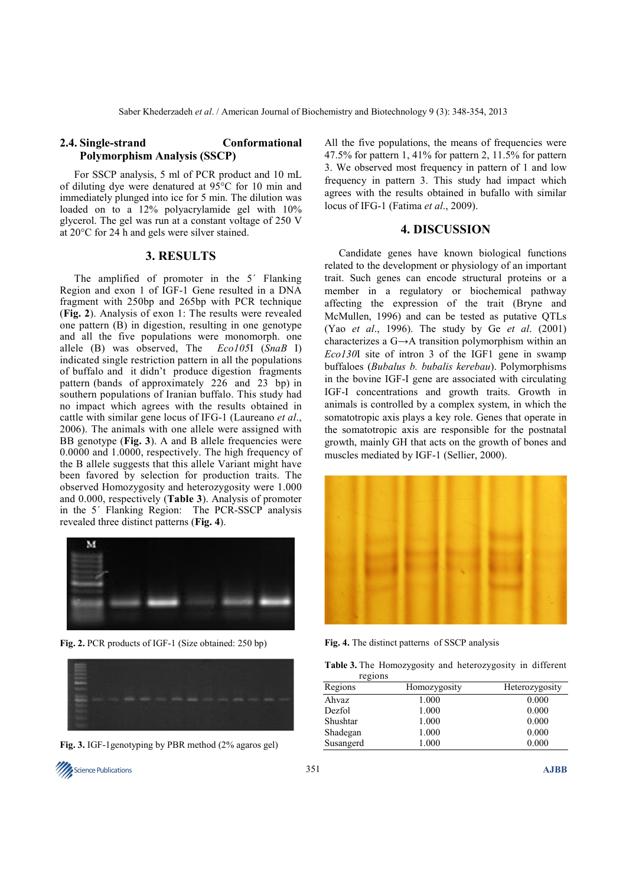### 2.4. Single-strand Conformational Polymorphism Analysis (SSCP)

For SSCP analysis, 5 ml of PCR product and 10 mL of diluting dye were denatured at 95°C for 10 min and immediately plunged into ice for 5 min. The dilution was loaded on to a 12% polyacrylamide gel with 10% glycerol. The gel was run at a constant voltage of 250 V at 20°C for 24 h and gels were silver stained.

## 3. RESULTS

The amplified of promoter in the 5´ Flanking Region and exon 1 of IGF-1 Gene resulted in a DNA fragment with 250bp and 265bp with PCR technique (**Fig. 2**). Analysis of exon 1: The results were revealed one pattern (B) in digestion, resulting in one genotype and all the five populations were monomorph. one allele (B) was observed, The *Eco105*I (*SnaB* I) indicated single restriction pattern in all the populations of buffalo and it didn't produce digestion fragments pattern (bands of approximately 226 and 23 bp) in southern populations of Iranian buffalo. This study had no impact which agrees with the results obtained in cattle with similar gene locus of IFG-1 (Laureano *et al*., 2006). The animals with one allele were assigned with BB genotype (**Fig. 3**). A and B allele frequencies were 0.0000 and 1.0000, respectively. The high frequency of the B allele suggests that this allele Variant might have been favored by selection for production traits. The observed Homozygosity and heterozygosity were 1.000 and 0.000, respectively (**Table 3**). Analysis of promoter in the 5´ Flanking Region: The PCR-SSCP analysis revealed three distinct patterns (**Fig. 4**).

**Fig. 2.** PCR products of IGF-1 (Size obtained: 250 bp)

**Fig. 3.** IGF-1genotyping by PBR method (2% agaros gel)

All the five populations, the means of frequencies were 47.5% for pattern 1, 41% for pattern 2, 11.5% for pattern 3. We observed most frequency in pattern of 1 and low frequency in pattern 3. This study had impact which agrees with the results obtained in bufallo with similar locus of IFG-1 (Fatima *et al*., 2009).

## 4. DISCUSSION

Candidate genes have known biological functions related to the development or physiology of an important trait. Such genes can encode structural proteins or a member in a regulatory or biochemical pathway affecting the expression of the trait (Bryne and McMullen, 1996) and can be tested as putative QTLs (Yao *et al*., 1996). The study by Ge *et al*. (2001) characterizes a G→A transition polymorphism within an *Eco130*I site of intron 3 of the IGF1 gene in swamp buffaloes (*Bubalus b. bubalis kerebau*). Polymorphisms in the bovine IGF-I gene are associated with circulating IGF-I concentrations and growth traits. Growth in animals is controlled by a complex system, in which the somatotropic axis plays a key role. Genes that operate in the somatotropic axis are responsible for the postnatal growth, mainly GH that acts on the growth of bones and muscles mediated by IGF-1 (Sellier, 2000).

**Fig. 4.** The distinct patterns of SSCP analysis

**Table 3.** The Homozygosity and heterozygosity in different regions

| Regions | Homozygosity | Heterozygosity |
|---|---|---|
| Ahvaz | 1.000 | 0.000 |
| Dezfol | 1.000 | 0.000 |
| Shushtar | 1.000 | 0.000 |
| Shadegan | 1.000 | 0.000 |
| Susangerd | 1.000 | 0.000 |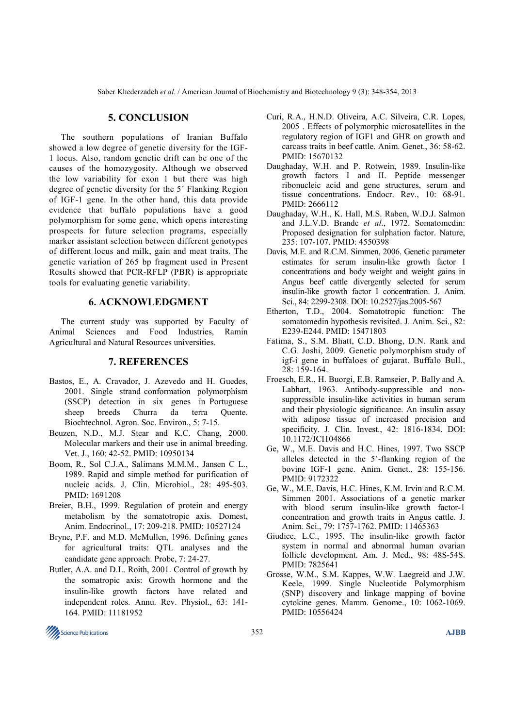## 5. CONCLUSION

The southern populations of Iranian Buffalo showed a low degree of genetic diversity for the IGF-1 locus. Also, random genetic drift can be one of the causes of the homozygosity. Although we observed the low variability for exon 1 but there was high degree of genetic diversity for the 5´ Flanking Region of IGF-1 gene. In the other hand, this data provide evidence that buffalo populations have a good polymorphism for some gene, which opens interesting prospects for future selection programs, especially marker assistant selection between different genotypes of different locus and milk, gain and meat traits. The genetic variation of 265 bp fragment used in Present Results showed that PCR-RFLP (PBR) is appropriate tools for evaluating genetic variability.

## 6. ACKNOWLEDGMENT

The current study was supported by Faculty of Animal Sciences and Food Industries, Ramin Agricultural and Natural Resources universities.

## 7. REFERENCES

Bastos, E., A. Cravador, J. Azevedo and H. Guedes, 2001. Single strand conformation polymorphism (SSCP) detection in six genes in Portuguese sheep breeds Churra da terra Quente. Biochtechnol. Agron. Soc. Environ., 5: 7-15.

Beuzen, N.D., M.J. Stear and K.C. Chang, 2000. Molecular markers and their use in animal breeding. Vet. J., 160: 42-52. PMID: 10950134

Boom, R., Sol C.J.A., Salimans M.M.M., Jansen C L., 1989. Rapid and simple method for purification of nucleic acids. J. Clin. Microbiol., 28: 495-503. PMID: 1691208

Breier, B.H., 1999. Regulation of protein and energy metabolism by the somatotropic axis. Domest, Anim. Endocrinol., 17: 209-218. PMID: 10527124

Bryne, P.F. and M.D. McMullen, 1996. Defining genes for agricultural traits: QTL analyses and the candidate gene approach. Probe, 7: 24-27.

Butler, A.A. and D.L. Roith, 2001. Control of growth by the somatropic axis: Growth hormone and the insulin-like growth factors have related and independent roles. Annu. Rev. Physiol., 63: 141-164. PMID: 11181952

Curi, R.A., H.N.D. Oliveira, A.C. Silveira, C.R. Lopes, 2005 . Effects of polymorphic microsatellites in the regulatory region of IGF1 and GHR on growth and carcass traits in beef cattle. Anim. Genet., 36: 58-62. PMID: 15670132

Daughaday, W.H. and P. Rotwein, 1989. Insulin-like growth factors I and II. Peptide messenger ribonucleic acid and gene structures, serum and tissue concentrations. Endocr. Rev., 10: 68-91. PMID: 2666112

Daughaday, W.H., K. Hall, M.S. Raben, W.D.J. Salmon and J.L.V.D. Brande *et al*., 1972. Somatomedin: Proposed designation for sulphation factor. Nature, 235: 107-107. PMID: 4550398

Davis, M.E. and R.C.M. Simmen, 2006. Genetic parameter estimates for serum insulin-like growth factor I concentrations and body weight and weight gains in Angus beef cattle divergently selected for serum insulin-like growth factor I concentration. J. Anim. Sci., 84: 2299-2308. DOI: 10.2527/jas.2005-567

Etherton, T.D., 2004. Somatotropic function: The somatomedin hypothesis revisited. J. Anim. Sci., 82: E239-E244. PMID: 15471803

Fatima, S., S.M. Bhatt, C.D. Bhong, D.N. Rank and C.G. Joshi, 2009. Genetic polymorphism study of igf-i gene in buffaloes of gujarat. Buffalo Bull., 28: 159-164.

Froesch, E.R., H. Buorgi, E.B. Ramseier, P. Bally and A. Labhart, 1963. Antibody-suppressible and non-suppressible insulin-like activities in human serum and their physiologic significance. An insulin assay with adipose tissue of increased precision and specificity. J. Clin. Invest., 42: 1816-1834. DOI: 10.1172/JCI104866

Ge, W., M.E. Davis and H.C. Hines, 1997. Two SSCP alleles detected in the 5'-flanking region of the bovine IGF-1 gene. Anim. Genet., 28: 155-156. PMID: 9172322

Ge, W., M.E. Davis, H.C. Hines, K.M. Irvin and R.C.M. Simmen 2001. Associations of a genetic marker with blood serum insulin-like growth factor-1 concentration and growth traits in Angus cattle. J. Anim. Sci., 79: 1757-1762. PMID: 11465363

Giudice, L.C., 1995. The insulin-like growth factor system in normal and abnormal human ovarian follicle development. Am. J. Med., 98: 48S-54S. PMID: 7825641

Grosse, W.M., S.M. Kappes, W.W. Laegreid and J.W. Keele, 1999. Single Nucleotide Polymorphism (SNP) discovery and linkage mapping of bovine cytokine genes. Mamm. Genome., 10: 1062-1069. PMID: 10556424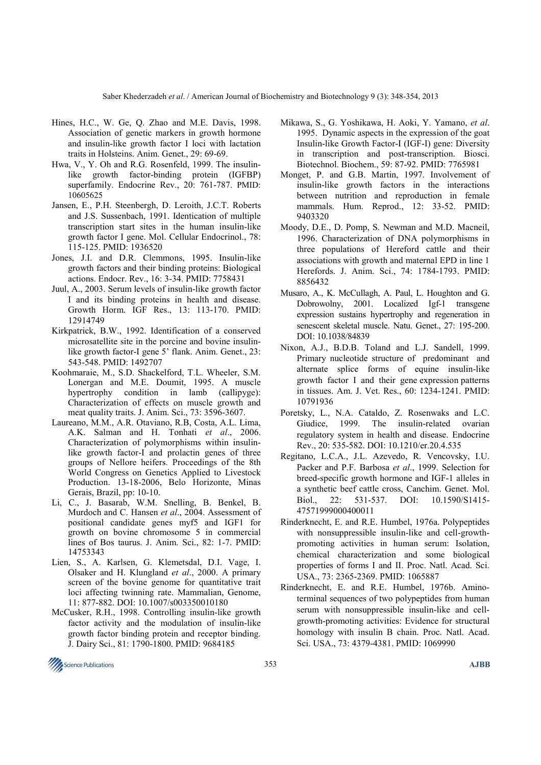Hines, H.C., W. Ge, Q. Zhao and M.E. Davis, 1998. Association of genetic markers in growth hormone and insulin-like growth factor I loci with lactation traits in Holsteins. Anim. Genet., 29: 69-69.

Hwa, V., Y. Oh and R.G. Rosenfeld, 1999. The insulin-like growth factor-binding protein (IGFBP) superfamily. Endocrine Rev., 20: 761-787. PMID: 10605625

Jansen, E., P.H. Steenbergh, D. Leroith, J.C.T. Roberts and J.S. Sussenbach, 1991. Identication of multiple transcription start sites in the human insulin-like growth factor I gene. Mol. Cellular Endocrinol., 78: 115-125. PMID: 1936520

Jones, J.I. and D.R. Clemmons, 1995. Insulin-like growth factors and their binding proteins: Biological actions. Endocr. Rev., 16: 3-34. PMID: 7758431

Juul, A., 2003. Serum levels of insulin-like growth factor I and its binding proteins in health and disease. Growth Horm. IGF Res., 13: 113-170. PMID: 12914749

Kirkpatrick, B.W., 1992. Identification of a conserved microsatellite site in the porcine and bovine insulin-like growth factor-I gene 5' flank. Anim. Genet., 23: 543-548. PMID: 1492707

Koohmaraie, M., S.D. Shackelford, T.L. Wheeler, S.M. Lonergan and M.E. Doumit, 1995. A muscle hypertrophy condition in lamb (callipyge): Characterization of effects on muscle growth and meat quality traits. J. Anim. Sci., 73: 3596-3607.

Laureano, M.M., A.R. Otaviano, R.B, Costa, A.L. Lima, A.K. Salman and H. Tonhati *et al*., 2006. Characterization of polymorphisms within insulin-like growth factor-I and prolactin genes of three groups of Nellore heifers. Proceedings of the 8th World Congress on Genetics Applied to Livestock Production. 13-18-2006, Belo Horizonte, Minas Gerais, Brazil, pp: 10-10.

Li, C., J. Basarab, W.M. Snelling, B. Benkel, B. Murdoch and C. Hansen *et al*., 2004. Assessment of positional candidate genes myf5 and IGF1 for growth on bovine chromosome 5 in commercial lines of Bos taurus. J. Anim. Sci., 82: 1-7. PMID: 14753343

Lien, S., A. Karlsen, G. Klemetsdal, D.I. Vage, I. Olsaker and H. Klungland *et al*., 2000. A primary screen of the bovine genome for quantitative trait loci affecting twinning rate. Mammalian, Genome, 11: 877-882. DOI: 10.1007/s003350010180

McCusker, R.H., 1998. Controlling insulin-like growth factor activity and the modulation of insulin-like growth factor binding protein and receptor binding. J. Dairy Sci., 81: 1790-1800. PMID: 9684185

Mikawa, S., G. Yoshikawa, H. Aoki, Y. Yamano, *et al*. 1995. Dynamic aspects in the expression of the goat Insulin-like Growth Factor-I (IGF-I) gene: Diversity in transcription and post-transcription. Biosci. Biotechnol. Biochem., 59: 87-92. PMID: 7765981

Monget, P. and G.B. Martin, 1997. Involvement of insulin-like growth factors in the interactions between nutrition and reproduction in female mammals. Hum. Reprod., 12: 33-52. PMID: 9403320

Moody, D.E., D. Pomp, S. Newman and M.D. Macneil, 1996. Characterization of DNA polymorphisms in three populations of Hereford cattle and their associations with growth and maternal EPD in line 1 Herefords. J. Anim. Sci., 74: 1784-1793. PMID: 8856432

Musaro, A., K. McCullagh, A. Paul, L. Houghton and G. Dobrowolny, 2001. Localized Igf-1 transgene expression sustains hypertrophy and regeneration in senescent skeletal muscle. Natu. Genet., 27: 195-200. DOI: 10.1038/84839

Nixon, A.J., B.D.B. Toland and L.J. Sandell, 1999. Primary nucleotide structure of predominant and alternate splice forms of equine insulin-like growth factor I and their gene expression patterns in tissues. Am. J. Vet. Res., 60: 1234-1241. PMID: 10791936

Poretsky, L., N.A. Cataldo, Z. Rosenwaks and L.C. Giudice, 1999. The insulin-related ovarian regulatory system in health and disease. Endocrine Rev., 20: 535-582. DOI: 10.1210/er.20.4.535

Regitano, L.C.A., J.L. Azevedo, R. Vencovsky, I.U. Packer and P.F. Barbosa *et al*., 1999. Selection for breed-specific growth hormone and IGF-1 alleles in a synthetic beef cattle cross, Canchim. Genet. Mol. Biol., 22: 531-537. DOI: 10.1590/S1415-47571999000400011

Rinderknecht, E. and R.E. Humbel, 1976a. Polypeptides with nonsuppressible insulin-like and cell-growth-promoting activities in human serum: Isolation, chemical characterization and some biological properties of forms I and II. Proc. Natl. Acad. Sci. USA., 73: 2365-2369. PMID: 1065887

Rinderknecht, E. and R.E. Humbel, 1976b. Amino-terminal sequences of two polypeptides from human serum with nonsuppressible insulin-like and cell-growth-promoting activities: Evidence for structural homology with insulin B chain. Proc. Natl. Acad. Sci. USA., 73: 4379-4381. PMID: 1069990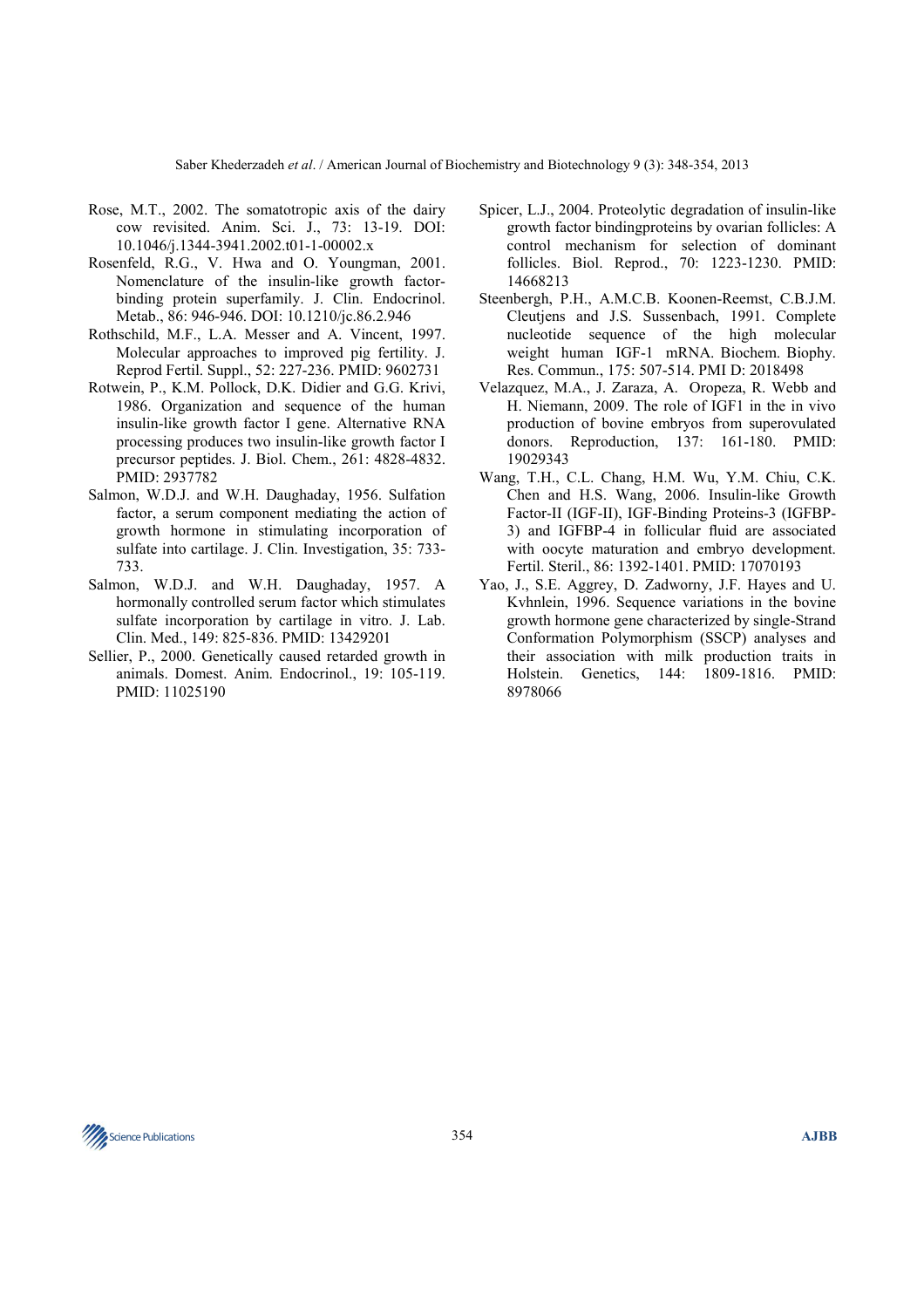Rose, M.T., 2002. The somatotropic axis of the dairy cow revisited. Anim. Sci. J., 73: 13-19. DOI: 10.1046/j.1344-3941.2002.t01-1-00002.x

Rosenfeld, R.G., V. Hwa and O. Youngman, 2001. Nomenclature of the insulin-like growth factor-binding protein superfamily. J. Clin. Endocrinol. Metab., 86: 946-946. DOI: 10.1210/jc.86.2.946

Rothschild, M.F., L.A. Messer and A. Vincent, 1997. Molecular approaches to improved pig fertility. J. Reprod Fertil. Suppl., 52: 227-236. PMID: 9602731

Rotwein, P., K.M. Pollock, D.K. Didier and G.G. Krivi, 1986. Organization and sequence of the human insulin-like growth factor I gene. Alternative RNA processing produces two insulin-like growth factor I precursor peptides. J. Biol. Chem., 261: 4828-4832. PMID: 2937782

Salmon, W.D.J. and W.H. Daughaday, 1956. Sulfation factor, a serum component mediating the action of growth hormone in stimulating incorporation of sulfate into cartilage. J. Clin. Investigation, 35: 733-733.

Salmon, W.D.J. and W.H. Daughaday, 1957. A hormonally controlled serum factor which stimulates sulfate incorporation by cartilage in vitro. J. Lab. Clin. Med., 149: 825-836. PMID: 13429201

Sellier, P., 2000. Genetically caused retarded growth in animals. Domest. Anim. Endocrinol., 19: 105-119. PMID: 11025190

Spicer, L.J., 2004. Proteolytic degradation of insulin-like growth factor bindingproteins by ovarian follicles: A control mechanism for selection of dominant follicles. Biol. Reprod., 70: 1223-1230. PMID: 14668213

Steenbergh, P.H., A.M.C.B. Koonen-Reemst, C.B.J.M. Cleutjens and J.S. Sussenbach, 1991. Complete nucleotide sequence of the high molecular weight human IGF-1 mRNA. Biochem. Biophy. Res. Commun., 175: 507-514. PMI D: 2018498

Velazquez, M.A., J. Zaraza, A. Oropeza, R. Webb and H. Niemann, 2009. The role of IGF1 in the in vivo production of bovine embryos from superovulated donors. Reproduction, 137: 161-180. PMID: 19029343

Wang, T.H., C.L. Chang, H.M. Wu, Y.M. Chiu, C.K. Chen and H.S. Wang, 2006. Insulin-like Growth Factor-II (IGF-II), IGF-Binding Proteins-3 (IGFBP-3) and IGFBP-4 in follicular fluid are associated with oocyte maturation and embryo development. Fertil. Steril., 86: 1392-1401. PMID: 17070193

Yao, J., S.E. Aggrey, D. Zadworny, J.F. Hayes and U. Kvhnlein, 1996. Sequence variations in the bovine growth hormone gene characterized by single-Strand Conformation Polymorphism (SSCP) analyses and their association with milk production traits in Holstein. Genetics, 144: 1809-1816. PMID: 8978066